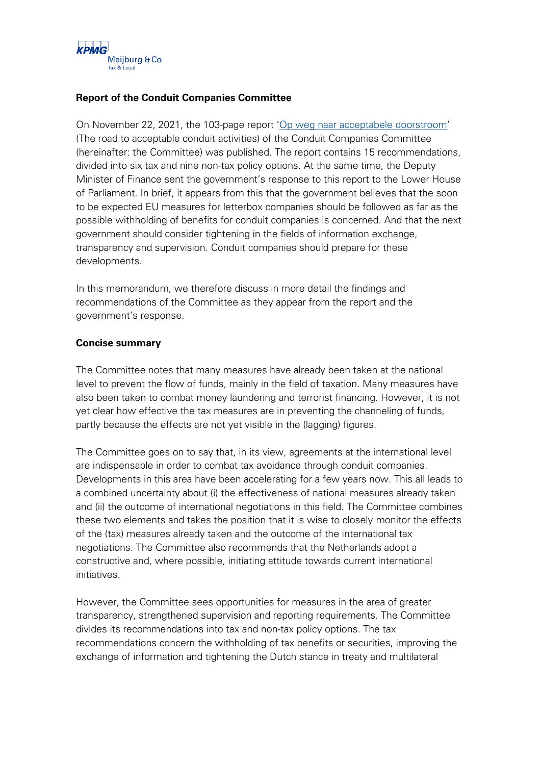**Report of the Conduit Companies Committee**

On November 22, 2021, the 103-page report '[Op weg naar acceptabele doorstroom](#)' (The road to acceptable conduit activities) of the Conduit Companies Committee (hereinafter: the Committee) was published. The report contains 15 recommendations, divided into six tax and nine non-tax policy options. At the same time, the Deputy Minister of Finance sent the government's response to this report to the Lower House of Parliament. In brief, it appears from this that the government believes that the soon to be expected EU measures for letterbox companies should be followed as far as the possible withholding of benefits for conduit companies is concerned. And that the next government should consider tightening in the fields of information exchange, transparency and supervision. Conduit companies should prepare for these developments.

In this memorandum, we therefore discuss in more detail the findings and recommendations of the Committee as they appear from the report and the government's response.

**Concise summary**

The Committee notes that many measures have already been taken at the national level to prevent the flow of funds, mainly in the field of taxation. Many measures have also been taken to combat money laundering and terrorist financing. However, it is not yet clear how effective the tax measures are in preventing the channeling of funds, partly because the effects are not yet visible in the (lagging) figures.

The Committee goes on to say that, in its view, agreements at the international level are indispensable in order to combat tax avoidance through conduit companies. Developments in this area have been accelerating for a few years now. This all leads to a combined uncertainty about (i) the effectiveness of national measures already taken and (ii) the outcome of international negotiations in this field. The Committee combines these two elements and takes the position that it is wise to closely monitor the effects of the (tax) measures already taken and the outcome of the international tax negotiations. The Committee also recommends that the Netherlands adopt a constructive and, where possible, initiating attitude towards current international initiatives.

However, the Committee sees opportunities for measures in the area of greater transparency, strengthened supervision and reporting requirements. The Committee divides its recommendations into tax and non-tax policy options. The tax recommendations concern the withholding of tax benefits or securities, improving the exchange of information and tightening the Dutch stance in treaty and multilateral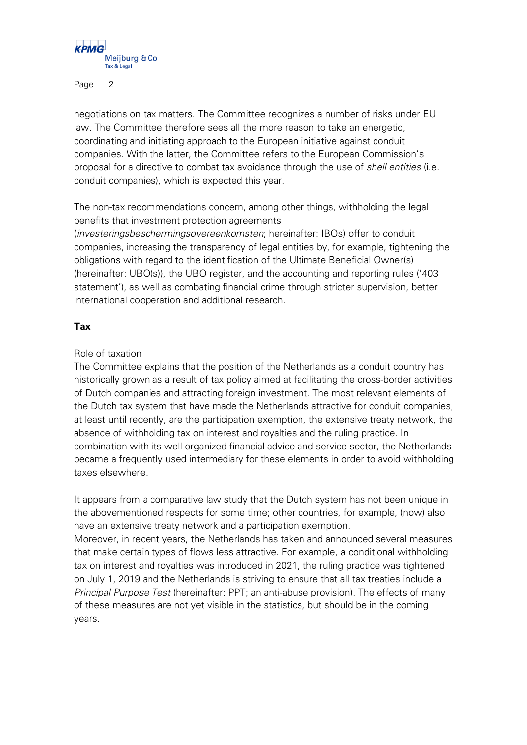negotiations on tax matters. The Committee recognizes a number of risks under EU law. The Committee therefore sees all the more reason to take an energetic, coordinating and initiating approach to the European initiative against conduit companies. With the latter, the Committee refers to the European Commission's proposal for a directive to combat tax avoidance through the use of *shell entities* (i.e. conduit companies), which is expected this year.

The non-tax recommendations concern, among other things, withholding the legal benefits that investment protection agreements (*investeringsbeschermingsovereenkomsten*; hereinafter: IBOs) offer to conduit companies, increasing the transparency of legal entities by, for example, tightening the obligations with regard to the identification of the Ultimate Beneficial Owner(s) (hereinafter: UBO(s)), the UBO register, and the accounting and reporting rules ('403 statement'), as well as combating financial crime through stricter supervision, better international cooperation and additional research.

## Tax

<u>Role of taxation</u>

The Committee explains that the position of the Netherlands as a conduit country has historically grown as a result of tax policy aimed at facilitating the cross-border activities of Dutch companies and attracting foreign investment. The most relevant elements of the Dutch tax system that have made the Netherlands attractive for conduit companies, at least until recently, are the participation exemption, the extensive treaty network, the absence of withholding tax on interest and royalties and the ruling practice. In combination with its well-organized financial advice and service sector, the Netherlands became a frequently used intermediary for these elements in order to avoid withholding taxes elsewhere.

It appears from a comparative law study that the Dutch system has not been unique in the abovementioned respects for some time; other countries, for example, (now) also have an extensive treaty network and a participation exemption.
Moreover, in recent years, the Netherlands has taken and announced several measures that make certain types of flows less attractive. For example, a conditional withholding tax on interest and royalties was introduced in 2021, the ruling practice was tightened on July 1, 2019 and the Netherlands is striving to ensure that all tax treaties include a *Principal Purpose Test* (hereinafter: PPT; an anti-abuse provision). The effects of many of these measures are not yet visible in the statistics, but should be in the coming years.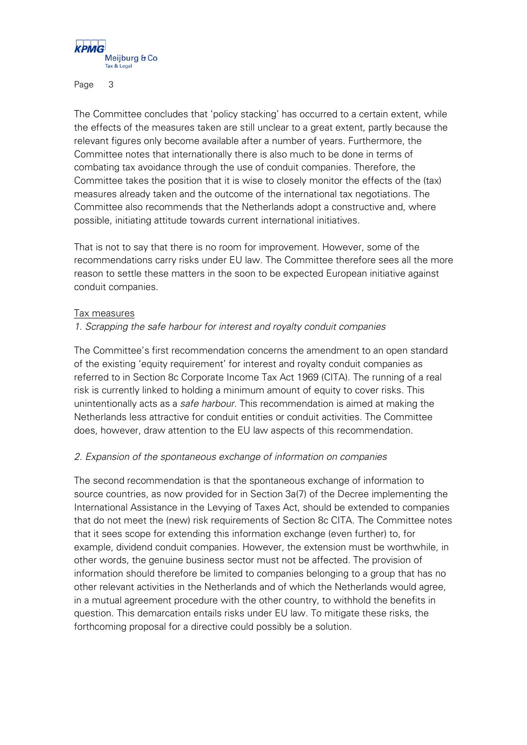The Committee concludes that 'policy stacking' has occurred to a certain extent, while the effects of the measures taken are still unclear to a great extent, partly because the relevant figures only become available after a number of years. Furthermore, the Committee notes that internationally there is also much to be done in terms of combating tax avoidance through the use of conduit companies. Therefore, the Committee takes the position that it is wise to closely monitor the effects of the (tax) measures already taken and the outcome of the international tax negotiations. The Committee also recommends that the Netherlands adopt a constructive and, where possible, initiating attitude towards current international initiatives.

That is not to say that there is no room for improvement. However, some of the recommendations carry risks under EU law. The Committee therefore sees all the more reason to settle these matters in the soon to be expected European initiative against conduit companies.

<u>Tax measures</u>

*1. Scrapping the safe harbour for interest and royalty conduit companies*

The Committee's first recommendation concerns the amendment to an open standard of the existing 'equity requirement' for interest and royalty conduit companies as referred to in Section 8c Corporate Income Tax Act 1969 (CITA). The running of a real risk is currently linked to holding a minimum amount of equity to cover risks. This unintentionally acts as a *safe harbour*. This recommendation is aimed at making the Netherlands less attractive for conduit entities or conduit activities. The Committee does, however, draw attention to the EU law aspects of this recommendation.

*2. Expansion of the spontaneous exchange of information on companies*

The second recommendation is that the spontaneous exchange of information to source countries, as now provided for in Section 3a(7) of the Decree implementing the International Assistance in the Levying of Taxes Act, should be extended to companies that do not meet the (new) risk requirements of Section 8c CITA. The Committee notes that it sees scope for extending this information exchange (even further) to, for example, dividend conduit companies. However, the extension must be worthwhile, in other words, the genuine business sector must not be affected. The provision of information should therefore be limited to companies belonging to a group that has no other relevant activities in the Netherlands and of which the Netherlands would agree, in a mutual agreement procedure with the other country, to withhold the benefits in question. This demarcation entails risks under EU law. To mitigate these risks, the forthcoming proposal for a directive could possibly be a solution.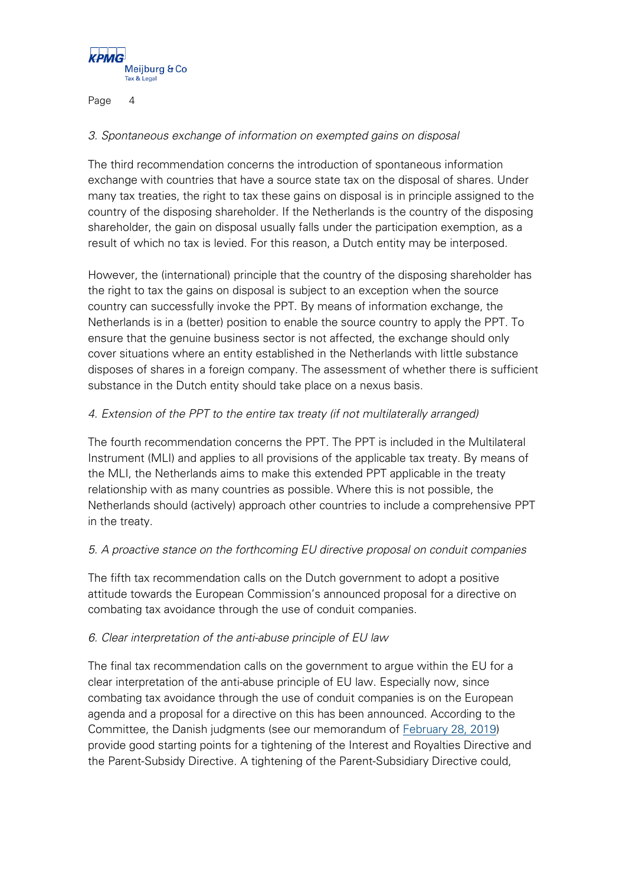*3. Spontaneous exchange of information on exempted gains on disposal*

The third recommendation concerns the introduction of spontaneous information exchange with countries that have a source state tax on the disposal of shares. Under many tax treaties, the right to tax these gains on disposal is in principle assigned to the country of the disposing shareholder. If the Netherlands is the country of the disposing shareholder, the gain on disposal usually falls under the participation exemption, as a result of which no tax is levied. For this reason, a Dutch entity may be interposed.

However, the (international) principle that the country of the disposing shareholder has the right to tax the gains on disposal is subject to an exception when the source country can successfully invoke the PPT. By means of information exchange, the Netherlands is in a (better) position to enable the source country to apply the PPT. To ensure that the genuine business sector is not affected, the exchange should only cover situations where an entity established in the Netherlands with little substance disposes of shares in a foreign company. The assessment of whether there is sufficient substance in the Dutch entity should take place on a nexus basis.

*4. Extension of the PPT to the entire tax treaty (if not multilaterally arranged)*

The fourth recommendation concerns the PPT. The PPT is included in the Multilateral Instrument (MLI) and applies to all provisions of the applicable tax treaty. By means of the MLI, the Netherlands aims to make this extended PPT applicable in the treaty relationship with as many countries as possible. Where this is not possible, the Netherlands should (actively) approach other countries to include a comprehensive PPT in the treaty.

*5. A proactive stance on the forthcoming EU directive proposal on conduit companies*

The fifth tax recommendation calls on the Dutch government to adopt a positive attitude towards the European Commission's announced proposal for a directive on combating tax avoidance through the use of conduit companies.

*6. Clear interpretation of the anti-abuse principle of EU law*

The final tax recommendation calls on the government to argue within the EU for a clear interpretation of the anti-abuse principle of EU law. Especially now, since combating tax avoidance through the use of conduit companies is on the European agenda and a proposal for a directive on this has been announced. According to the Committee, the Danish judgments (see our memorandum of February 28, 2019) provide good starting points for a tightening of the Interest and Royalties Directive and the Parent-Subsidy Directive. A tightening of the Parent-Subsidiary Directive could,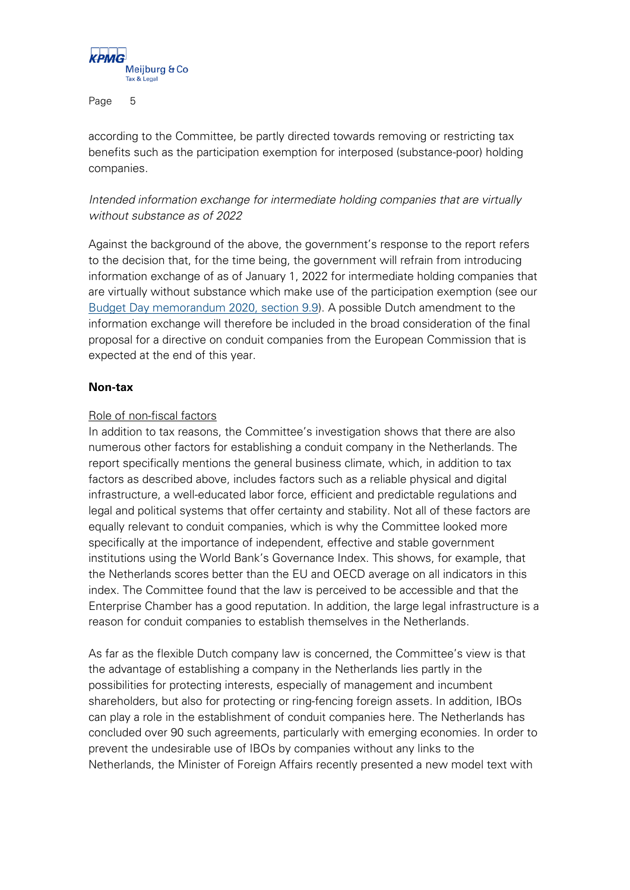according to the Committee, be partly directed towards removing or restricting tax benefits such as the participation exemption for interposed (substance-poor) holding companies.

*Intended information exchange for intermediate holding companies that are virtually without substance as of 2022*

Against the background of the above, the government's response to the report refers to the decision that, for the time being, the government will refrain from introducing information exchange of as of January 1, 2022 for intermediate holding companies that are virtually without substance which make use of the participation exemption (see our Budget Day memorandum 2020, section 9.9). A possible Dutch amendment to the information exchange will therefore be included in the broad consideration of the final proposal for a directive on conduit companies from the European Commission that is expected at the end of this year.

**Non-tax**

Role of non-fiscal factors

In addition to tax reasons, the Committee's investigation shows that there are also numerous other factors for establishing a conduit company in the Netherlands. The report specifically mentions the general business climate, which, in addition to tax factors as described above, includes factors such as a reliable physical and digital infrastructure, a well-educated labor force, efficient and predictable regulations and legal and political systems that offer certainty and stability. Not all of these factors are equally relevant to conduit companies, which is why the Committee looked more specifically at the importance of independent, effective and stable government institutions using the World Bank's Governance Index. This shows, for example, that the Netherlands scores better than the EU and OECD average on all indicators in this index. The Committee found that the law is perceived to be accessible and that the Enterprise Chamber has a good reputation. In addition, the large legal infrastructure is a reason for conduit companies to establish themselves in the Netherlands.

As far as the flexible Dutch company law is concerned, the Committee's view is that the advantage of establishing a company in the Netherlands lies partly in the possibilities for protecting interests, especially of management and incumbent shareholders, but also for protecting or ring-fencing foreign assets. In addition, IBOs can play a role in the establishment of conduit companies here. The Netherlands has concluded over 90 such agreements, particularly with emerging economies. In order to prevent the undesirable use of IBOs by companies without any links to the Netherlands, the Minister of Foreign Affairs recently presented a new model text with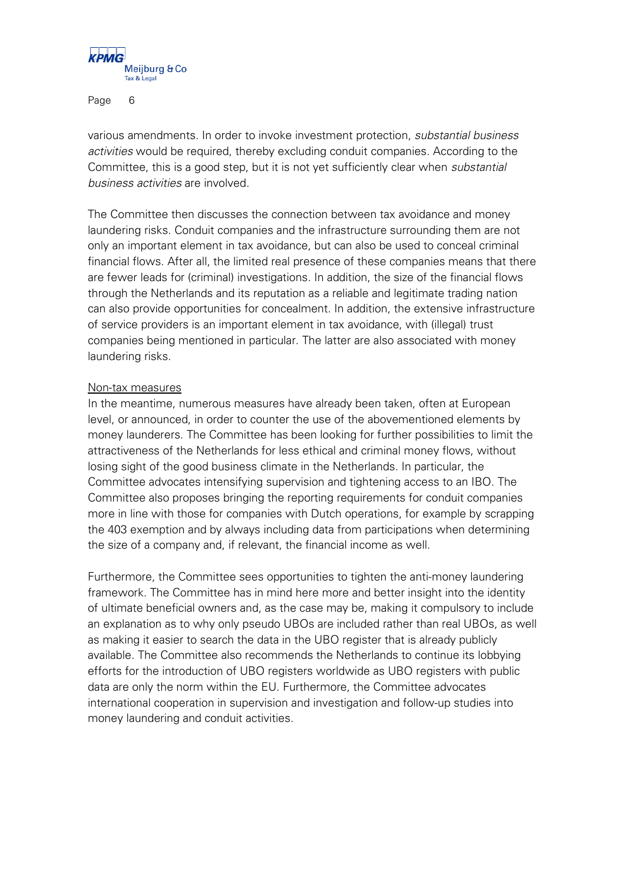various amendments. In order to invoke investment protection, *substantial business activities* would be required, thereby excluding conduit companies. According to the Committee, this is a good step, but it is not yet sufficiently clear when *substantial business activities* are involved.

The Committee then discusses the connection between tax avoidance and money laundering risks. Conduit companies and the infrastructure surrounding them are not only an important element in tax avoidance, but can also be used to conceal criminal financial flows. After all, the limited real presence of these companies means that there are fewer leads for (criminal) investigations. In addition, the size of the financial flows through the Netherlands and its reputation as a reliable and legitimate trading nation can also provide opportunities for concealment. In addition, the extensive infrastructure of service providers is an important element in tax avoidance, with (illegal) trust companies being mentioned in particular. The latter are also associated with money laundering risks.

<u>Non-tax measures</u>

In the meantime, numerous measures have already been taken, often at European level, or announced, in order to counter the use of the abovementioned elements by money launderers. The Committee has been looking for further possibilities to limit the attractiveness of the Netherlands for less ethical and criminal money flows, without losing sight of the good business climate in the Netherlands. In particular, the Committee advocates intensifying supervision and tightening access to an IBO. The Committee also proposes bringing the reporting requirements for conduit companies more in line with those for companies with Dutch operations, for example by scrapping the 403 exemption and by always including data from participations when determining the size of a company and, if relevant, the financial income as well.

Furthermore, the Committee sees opportunities to tighten the anti-money laundering framework. The Committee has in mind here more and better insight into the identity of ultimate beneficial owners and, as the case may be, making it compulsory to include an explanation as to why only pseudo UBOs are included rather than real UBOs, as well as making it easier to search the data in the UBO register that is already publicly available. The Committee also recommends the Netherlands to continue its lobbying efforts for the introduction of UBO registers worldwide as UBO registers with public data are only the norm within the EU. Furthermore, the Committee advocates international cooperation in supervision and investigation and follow-up studies into money laundering and conduit activities.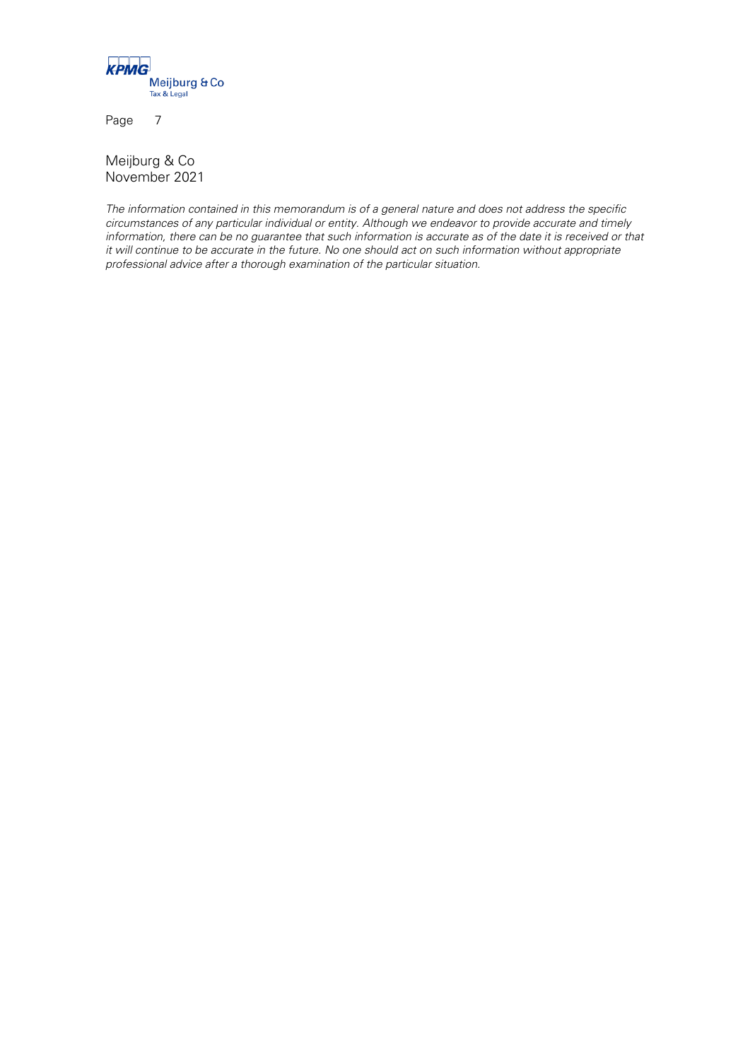Meijburg & Co
November 2021

*The information contained in this memorandum is of a general nature and does not address the specific circumstances of any particular individual or entity. Although we endeavor to provide accurate and timely information, there can be no guarantee that such information is accurate as of the date it is received or that it will continue to be accurate in the future. No one should act on such information without appropriate professional advice after a thorough examination of the particular situation.*